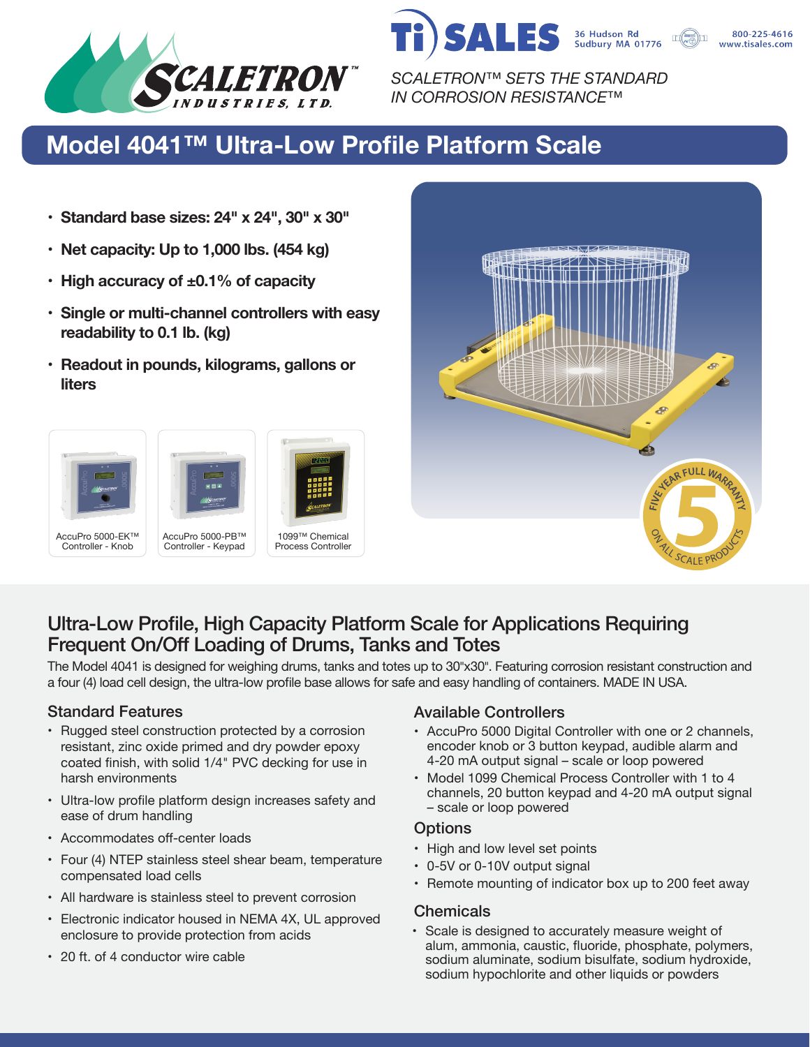SCALETRON™ SETS THE STANDARD IN CORROSION RESISTANCE™

36 Hudson Rd
Sudbury MA 01776

800-225-4616
www.tisales.com

# Model 4041™ Ultra-Low Profile Platform Scale

- **Standard base sizes: 24" x 24", 30" x 30"**
- **Net capacity: Up to 1,000 lbs. (454 kg)**
- **High accuracy of ±0.1% of capacity**
- **Single or multi-channel controllers with easy readability to 0.1 lb. (kg)**
- **Readout in pounds, kilograms, gallons or liters**

AccuPro 5000-EK™ Controller - Knob

AccuPro 5000-PB™ Controller - Keypad

1099™ Chemical Process Controller

FIVE YEAR FULL WARRANTY ON ALL SCALE PRODUCTS

## Ultra-Low Profile, High Capacity Platform Scale for Applications Requiring Frequent On/Off Loading of Drums, Tanks and Totes

The Model 4041 is designed for weighing drums, tanks and totes up to 30"x30". Featuring corrosion resistant construction and a four (4) load cell design, the ultra-low profile base allows for safe and easy handling of containers. MADE IN USA.

### Standard Features

- Rugged steel construction protected by a corrosion resistant, zinc oxide primed and dry powder epoxy coated finish, with solid 1/4" PVC decking for use in harsh environments
- Ultra-low profile platform design increases safety and ease of drum handling
- Accommodates off-center loads
- Four (4) NTEP stainless steel shear beam, temperature compensated load cells
- All hardware is stainless steel to prevent corrosion
- Electronic indicator housed in NEMA 4X, UL approved enclosure to provide protection from acids
- 20 ft. of 4 conductor wire cable

### Available Controllers

- AccuPro 5000 Digital Controller with one or 2 channels, encoder knob or 3 button keypad, audible alarm and 4-20 mA output signal – scale or loop powered
- Model 1099 Chemical Process Controller with 1 to 4 channels, 20 button keypad and 4-20 mA output signal – scale or loop powered

### Options

- High and low level set points
- 0-5V or 0-10V output signal
- Remote mounting of indicator box up to 200 feet away

### Chemicals

- Scale is designed to accurately measure weight of alum, ammonia, caustic, fluoride, phosphate, polymers, sodium aluminate, sodium bisulfate, sodium hydroxide, sodium hypochlorite and other liquids or powders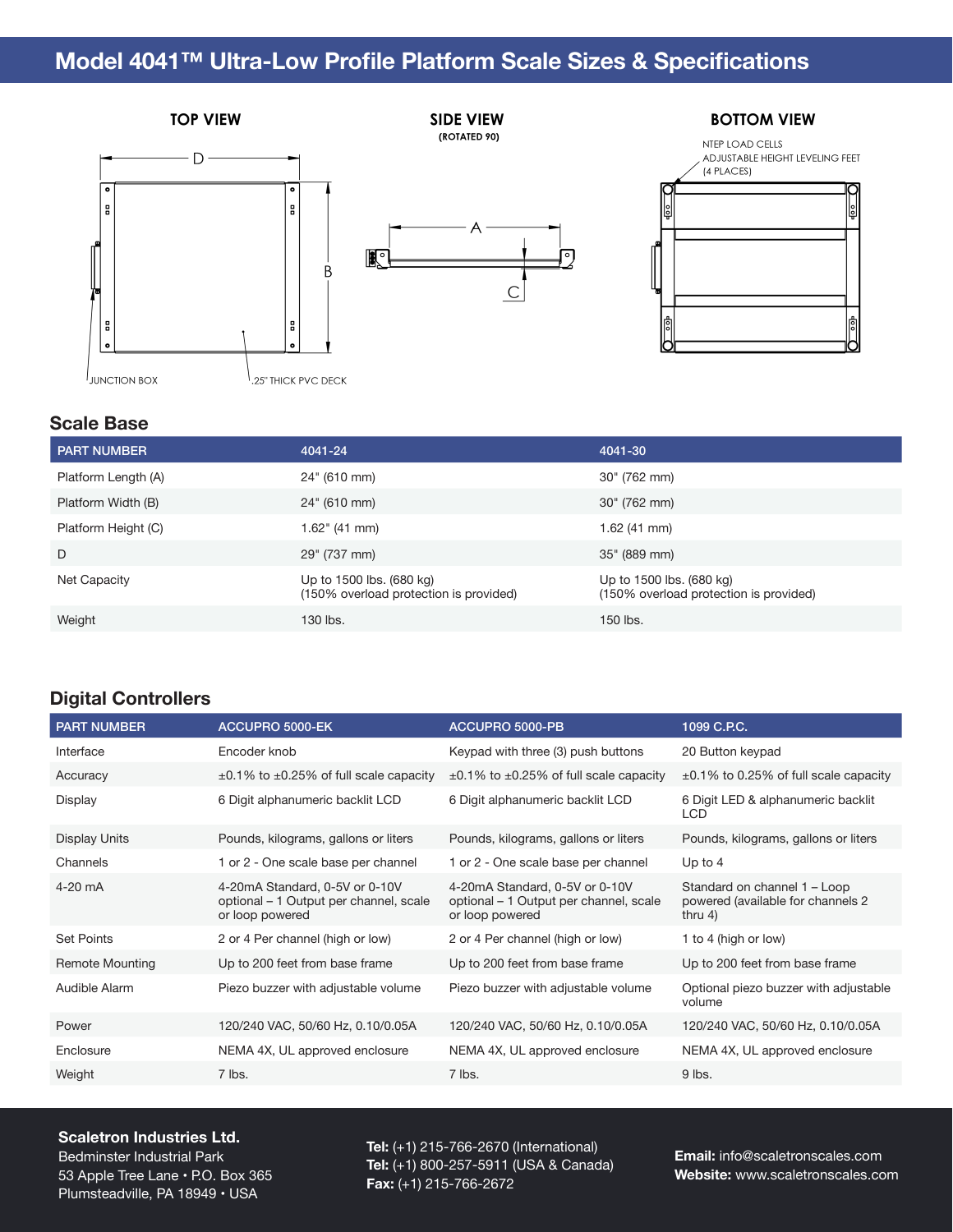# Model 4041™ Ultra-Low Profile Platform Scale Sizes & Specifications

TOP VIEW

D

B

JUNCTION BOX

.25" THICK PVC DECK

SIDE VIEW
(ROTATED 90)

A

C

BOTTOM VIEW

NTEP LOAD CELLS
ADJUSTABLE HEIGHT LEVELING FEET
(4 PLACES)

## Scale Base

| PART NUMBER | 4041-24 | 4041-30 |
|---|---|---|
| Platform Length (A) | 24" (610 mm) | 30" (762 mm) |
| Platform Width (B) | 24" (610 mm) | 30" (762 mm) |
| Platform Height (C) | 1.62" (41 mm) | 1.62 (41 mm) |
| D | 29" (737 mm) | 35" (889 mm) |
| Net Capacity | Up to 1500 lbs. (680 kg) (150% overload protection is provided) | Up to 1500 lbs. (680 kg) (150% overload protection is provided) |
| Weight | 130 lbs. | 150 lbs. |

## Digital Controllers

| PART NUMBER | ACCUPRO 5000-EK | ACCUPRO 5000-PB | 1099 C.P.C. |
|---|---|---|---|
| Interface | Encoder knob | Keypad with three (3) push buttons | 20 Button keypad |
| Accuracy | ±0.1% to ±0.25% of full scale capacity | ±0.1% to ±0.25% of full scale capacity | ±0.1% to 0.25% of full scale capacity |
| Display | 6 Digit alphanumeric backlit LCD | 6 Digit alphanumeric backlit LCD | 6 Digit LED & alphanumeric backlit LCD |
| Display Units | Pounds, kilograms, gallons or liters | Pounds, kilograms, gallons or liters | Pounds, kilograms, gallons or liters |
| Channels | 1 or 2 - One scale base per channel | 1 or 2 - One scale base per channel | Up to 4 |
| 4-20 mA | 4-20mA Standard, 0-5V or 0-10V optional – 1 Output per channel, scale or loop powered | 4-20mA Standard, 0-5V or 0-10V optional – 1 Output per channel, scale or loop powered | Standard on channel 1 – Loop powered (available for channels 2 thru 4) |
| Set Points | 2 or 4 Per channel (high or low) | 2 or 4 Per channel (high or low) | 1 to 4 (high or low) |
| Remote Mounting | Up to 200 feet from base frame | Up to 200 feet from base frame | Up to 200 feet from base frame |
| Audible Alarm | Piezo buzzer with adjustable volume | Piezo buzzer with adjustable volume | Optional piezo buzzer with adjustable volume |
| Power | 120/240 VAC, 50/60 Hz, 0.10/0.05A | 120/240 VAC, 50/60 Hz, 0.10/0.05A | 120/240 VAC, 50/60 Hz, 0.10/0.05A |
| Enclosure | NEMA 4X, UL approved enclosure | NEMA 4X, UL approved enclosure | NEMA 4X, UL approved enclosure |
| Weight | 7 lbs. | 7 lbs. | 9 lbs. |

**Scaletron Industries Ltd.**
Bedminster Industrial Park
53 Apple Tree Lane • P.O. Box 365
Plumsteadville, PA 18949 • USA

**Tel:** (+1) 215-766-2670 (International)
**Tel:** (+1) 800-257-5911 (USA & Canada)
**Fax:** (+1) 215-766-2672

**Email:** info@scaletronscales.com
**Website:** www.scaletronscales.com